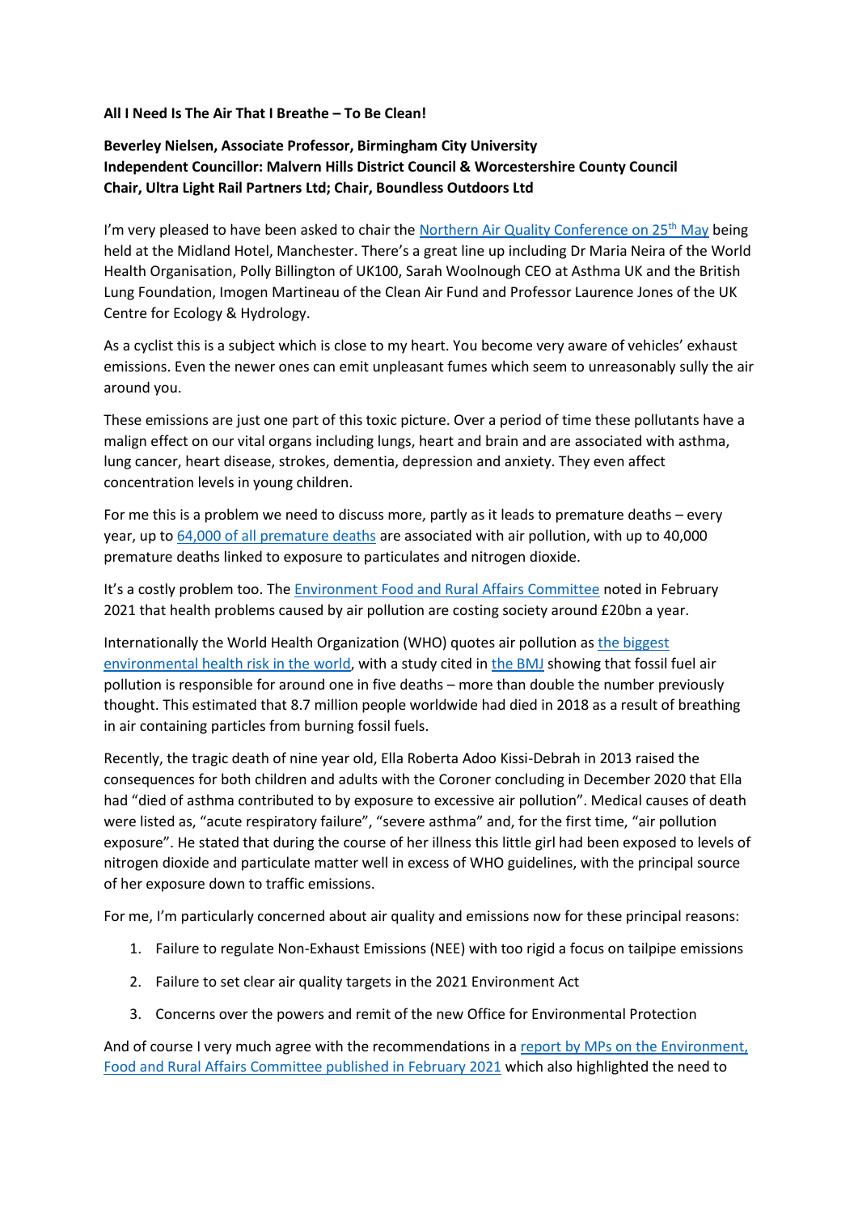**All I Need Is The Air That I Breathe – To Be Clean!**

**Beverley Nielsen, Associate Professor, Birmingham City University**
**Independent Councillor: Malvern Hills District Council & Worcestershire County Council**
**Chair, Ultra Light Rail Partners Ltd; Chair, Boundless Outdoors Ltd**

I'm very pleased to have been asked to chair the Northern Air Quality Conference on 25th May being held at the Midland Hotel, Manchester. There's a great line up including Dr Maria Neira of the World Health Organisation, Polly Billington of UK100, Sarah Woolnough CEO at Asthma UK and the British Lung Foundation, Imogen Martineau of the Clean Air Fund and Professor Laurence Jones of the UK Centre for Ecology & Hydrology.

As a cyclist this is a subject which is close to my heart. You become very aware of vehicles' exhaust emissions. Even the newer ones can emit unpleasant fumes which seem to unreasonably sully the air around you.

These emissions are just one part of this toxic picture. Over a period of time these pollutants have a malign effect on our vital organs including lungs, heart and brain and are associated with asthma, lung cancer, heart disease, strokes, dementia, depression and anxiety. They even affect concentration levels in young children.

For me this is a problem we need to discuss more, partly as it leads to premature deaths – every year, up to 64,000 of all premature deaths are associated with air pollution, with up to 40,000 premature deaths linked to exposure to particulates and nitrogen dioxide.

It's a costly problem too. The Environment Food and Rural Affairs Committee noted in February 2021 that health problems caused by air pollution are costing society around £20bn a year.

Internationally the World Health Organization (WHO) quotes air pollution as the biggest environmental health risk in the world, with a study cited in the BMJ showing that fossil fuel air pollution is responsible for around one in five deaths – more than double the number previously thought. This estimated that 8.7 million people worldwide had died in 2018 as a result of breathing in air containing particles from burning fossil fuels.

Recently, the tragic death of nine year old, Ella Roberta Adoo Kissi-Debrah in 2013 raised the consequences for both children and adults with the Coroner concluding in December 2020 that Ella had "died of asthma contributed to by exposure to excessive air pollution". Medical causes of death were listed as, "acute respiratory failure", "severe asthma" and, for the first time, "air pollution exposure". He stated that during the course of her illness this little girl had been exposed to levels of nitrogen dioxide and particulate matter well in excess of WHO guidelines, with the principal source of her exposure down to traffic emissions.

For me, I'm particularly concerned about air quality and emissions now for these principal reasons:

1. Failure to regulate Non-Exhaust Emissions (NEE) with too rigid a focus on tailpipe emissions
2. Failure to set clear air quality targets in the 2021 Environment Act
3. Concerns over the powers and remit of the new Office for Environmental Protection

And of course I very much agree with the recommendations in a report by MPs on the Environment, Food and Rural Affairs Committee published in February 2021 which also highlighted the need to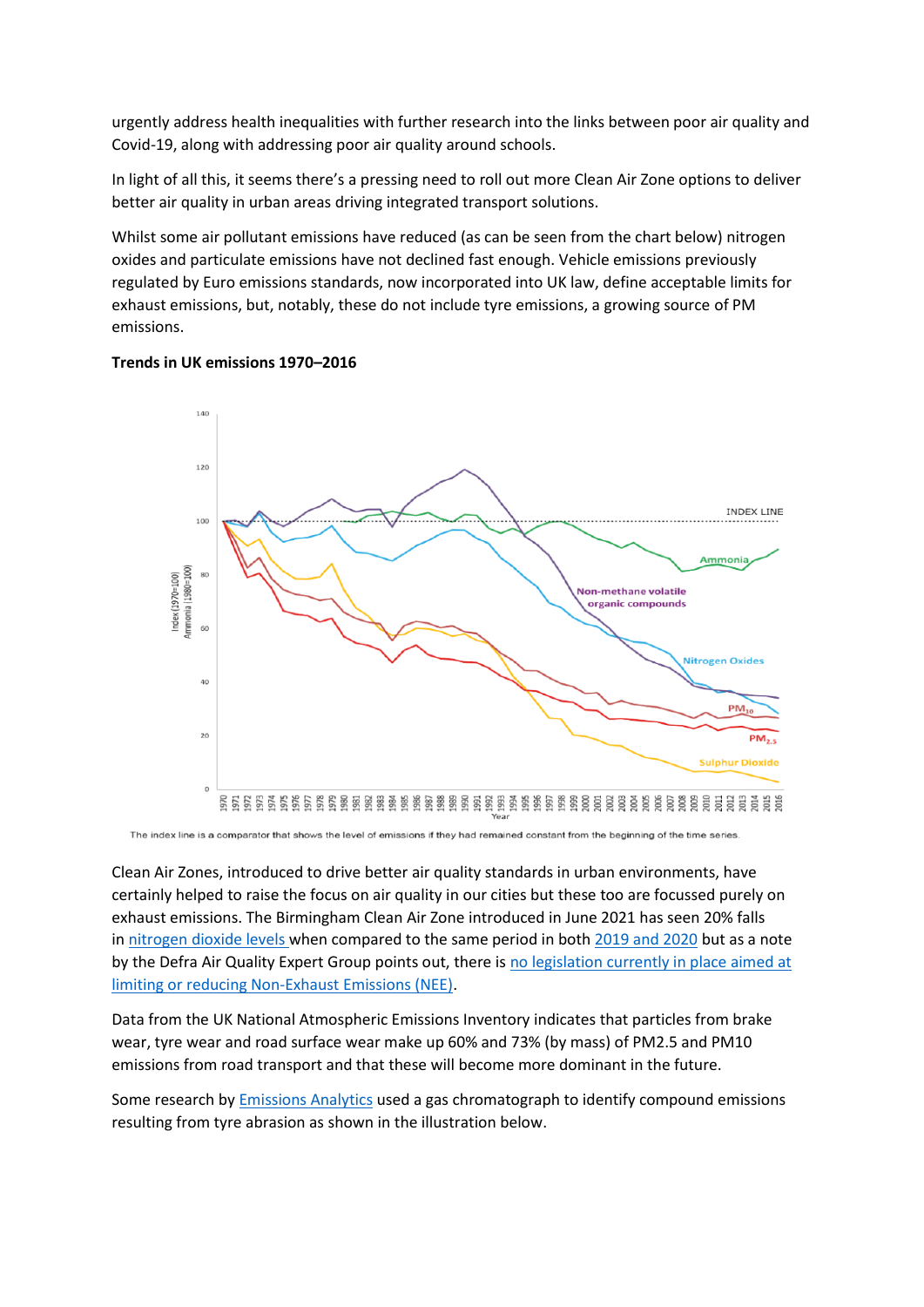urgently address health inequalities with further research into the links between poor air quality and Covid-19, along with addressing poor air quality around schools.

In light of all this, it seems there's a pressing need to roll out more Clean Air Zone options to deliver better air quality in urban areas driving integrated transport solutions.

Whilst some air pollutant emissions have reduced (as can be seen from the chart below) nitrogen oxides and particulate emissions have not declined fast enough. Vehicle emissions previously regulated by Euro emissions standards, now incorporated into UK law, define acceptable limits for exhaust emissions, but, notably, these do not include tyre emissions, a growing source of PM emissions.

**Trends in UK emissions 1970–2016**

The index line is a comparator that shows the level of emissions if they had remained constant from the beginning of the time series.

Clean Air Zones, introduced to drive better air quality standards in urban environments, have certainly helped to raise the focus on air quality in our cities but these too are focussed purely on exhaust emissions. The Birmingham Clean Air Zone introduced in June 2021 has seen 20% falls in nitrogen dioxide levels when compared to the same period in both 2019 and 2020 but as a note by the Defra Air Quality Expert Group points out, there is no legislation currently in place aimed at limiting or reducing Non-Exhaust Emissions (NEE).

Data from the UK National Atmospheric Emissions Inventory indicates that particles from brake wear, tyre wear and road surface wear make up 60% and 73% (by mass) of PM2.5 and PM10 emissions from road transport and that these will become more dominant in the future.

Some research by Emissions Analytics used a gas chromatograph to identify compound emissions resulting from tyre abrasion as shown in the illustration below.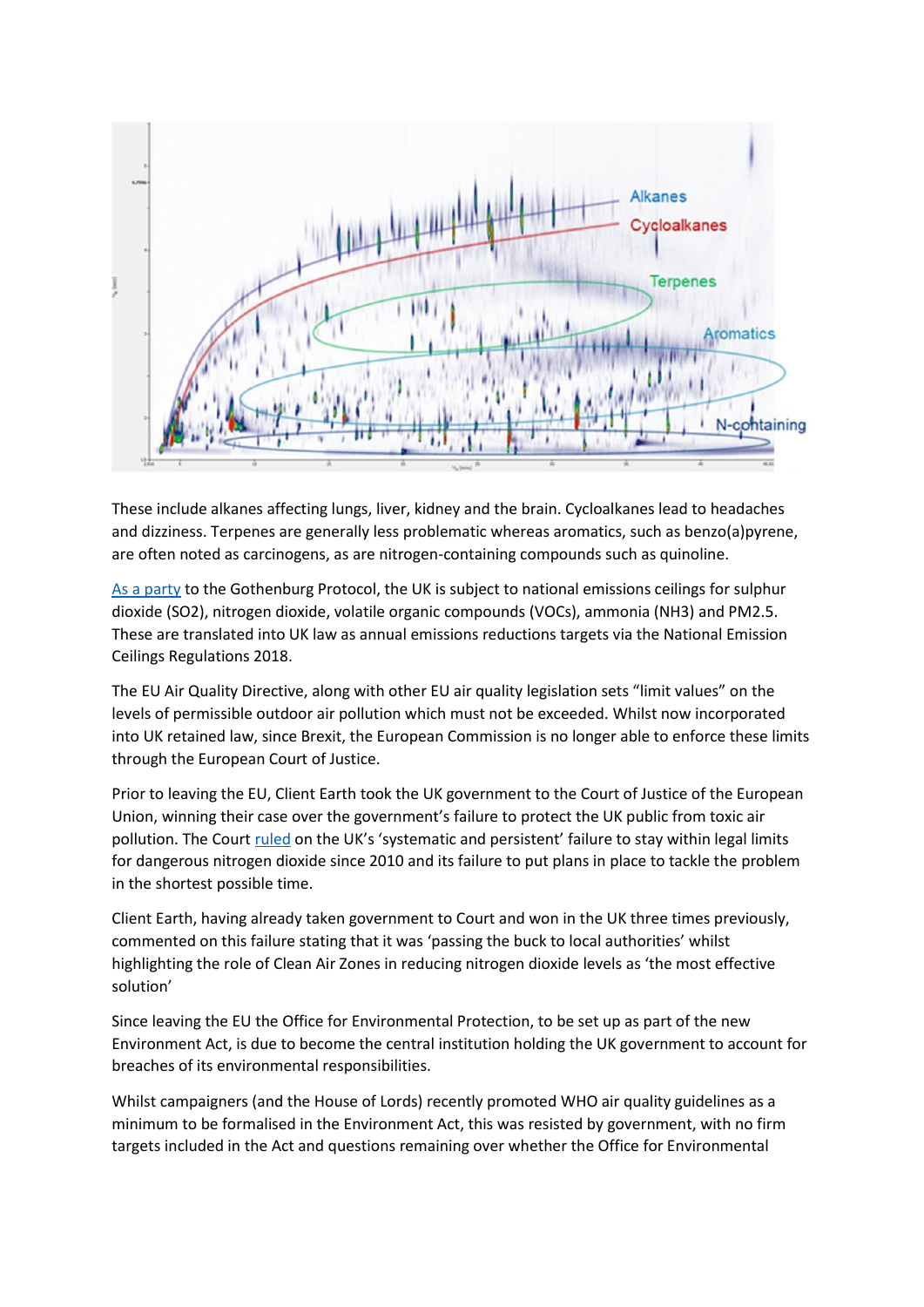These include alkanes affecting lungs, liver, kidney and the brain. Cycloalkanes lead to headaches and dizziness. Terpenes are generally less problematic whereas aromatics, such as benzo(a)pyrene, are often noted as carcinogens, as are nitrogen-containing compounds such as quinoline.

[As a party](#) to the Gothenburg Protocol, the UK is subject to national emissions ceilings for sulphur dioxide ($SO_2$), nitrogen dioxide, volatile organic compounds (VOCs), ammonia ($NH_3$) and PM2.5. These are translated into UK law as annual emissions reductions targets via the National Emission Ceilings Regulations 2018.

The EU Air Quality Directive, along with other EU air quality legislation sets "limit values" on the levels of permissible outdoor air pollution which must not be exceeded. Whilst now incorporated into UK retained law, since Brexit, the European Commission is no longer able to enforce these limits through the European Court of Justice.

Prior to leaving the EU, Client Earth took the UK government to the Court of Justice of the European Union, winning their case over the government's failure to protect the UK public from toxic air pollution. The Court [ruled](#) on the UK's 'systematic and persistent' failure to stay within legal limits for dangerous nitrogen dioxide since 2010 and its failure to put plans in place to tackle the problem in the shortest possible time.

Client Earth, having already taken government to Court and won in the UK three times previously, commented on this failure stating that it was 'passing the buck to local authorities' whilst highlighting the role of Clean Air Zones in reducing nitrogen dioxide levels as 'the most effective solution'

Since leaving the EU the Office for Environmental Protection, to be set up as part of the new Environment Act, is due to become the central institution holding the UK government to account for breaches of its environmental responsibilities.

Whilst campaigners (and the House of Lords) recently promoted WHO air quality guidelines as a minimum to be formalised in the Environment Act, this was resisted by government, with no firm targets included in the Act and questions remaining over whether the Office for Environmental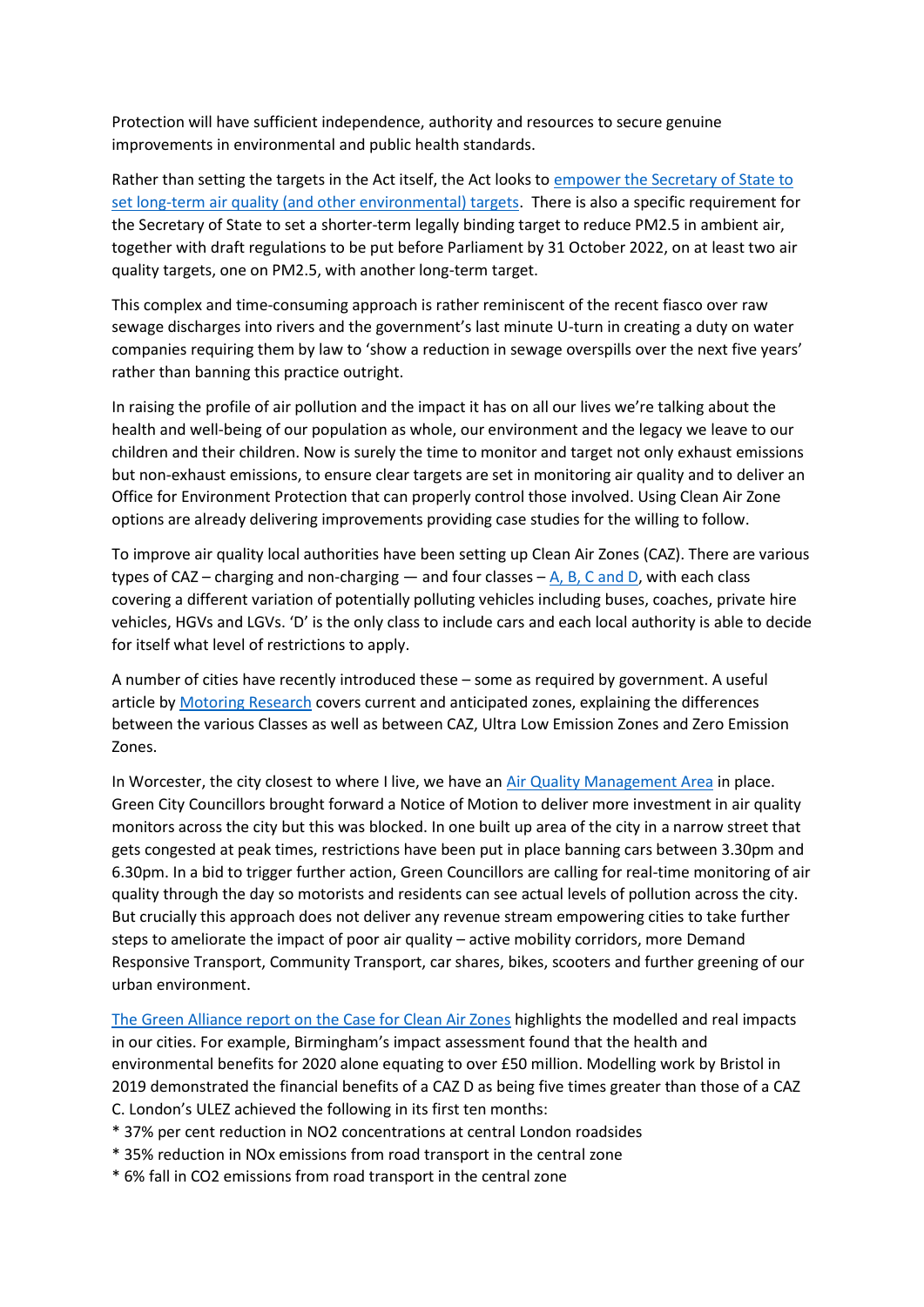Protection will have sufficient independence, authority and resources to secure genuine improvements in environmental and public health standards.

Rather than setting the targets in the Act itself, the Act looks to empower the Secretary of State to set long-term air quality (and other environmental) targets. There is also a specific requirement for the Secretary of State to set a shorter-term legally binding target to reduce PM2.5 in ambient air, together with draft regulations to be put before Parliament by 31 October 2022, on at least two air quality targets, one on PM2.5, with another long-term target.

This complex and time-consuming approach is rather reminiscent of the recent fiasco over raw sewage discharges into rivers and the government's last minute U-turn in creating a duty on water companies requiring them by law to 'show a reduction in sewage overspills over the next five years' rather than banning this practice outright.

In raising the profile of air pollution and the impact it has on all our lives we're talking about the health and well-being of our population as whole, our environment and the legacy we leave to our children and their children. Now is surely the time to monitor and target not only exhaust emissions but non-exhaust emissions, to ensure clear targets are set in monitoring air quality and to deliver an Office for Environment Protection that can properly control those involved. Using Clean Air Zone options are already delivering improvements providing case studies for the willing to follow.

To improve air quality local authorities have been setting up Clean Air Zones (CAZ). There are various types of CAZ – charging and non-charging — and four classes – A, B, C and D, with each class covering a different variation of potentially polluting vehicles including buses, coaches, private hire vehicles, HGVs and LGVs. 'D' is the only class to include cars and each local authority is able to decide for itself what level of restrictions to apply.

A number of cities have recently introduced these – some as required by government. A useful article by Motoring Research covers current and anticipated zones, explaining the differences between the various Classes as well as between CAZ, Ultra Low Emission Zones and Zero Emission Zones.

In Worcester, the city closest to where I live, we have an Air Quality Management Area in place. Green City Councillors brought forward a Notice of Motion to deliver more investment in air quality monitors across the city but this was blocked. In one built up area of the city in a narrow street that gets congested at peak times, restrictions have been put in place banning cars between 3.30pm and 6.30pm. In a bid to trigger further action, Green Councillors are calling for real-time monitoring of air quality through the day so motorists and residents can see actual levels of pollution across the city. But crucially this approach does not deliver any revenue stream empowering cities to take further steps to ameliorate the impact of poor air quality – active mobility corridors, more Demand Responsive Transport, Community Transport, car shares, bikes, scooters and further greening of our urban environment.

The Green Alliance report on the Case for Clean Air Zones highlights the modelled and real impacts in our cities. For example, Birmingham's impact assessment found that the health and environmental benefits for 2020 alone equating to over £50 million. Modelling work by Bristol in 2019 demonstrated the financial benefits of a CAZ D as being five times greater than those of a CAZ C. London's ULEZ achieved the following in its first ten months:

* 37% per cent reduction in $NO_2$ concentrations at central London roadsides
* 35% reduction in $NO_x$ emissions from road transport in the central zone
* 6% fall in $CO_2$ emissions from road transport in the central zone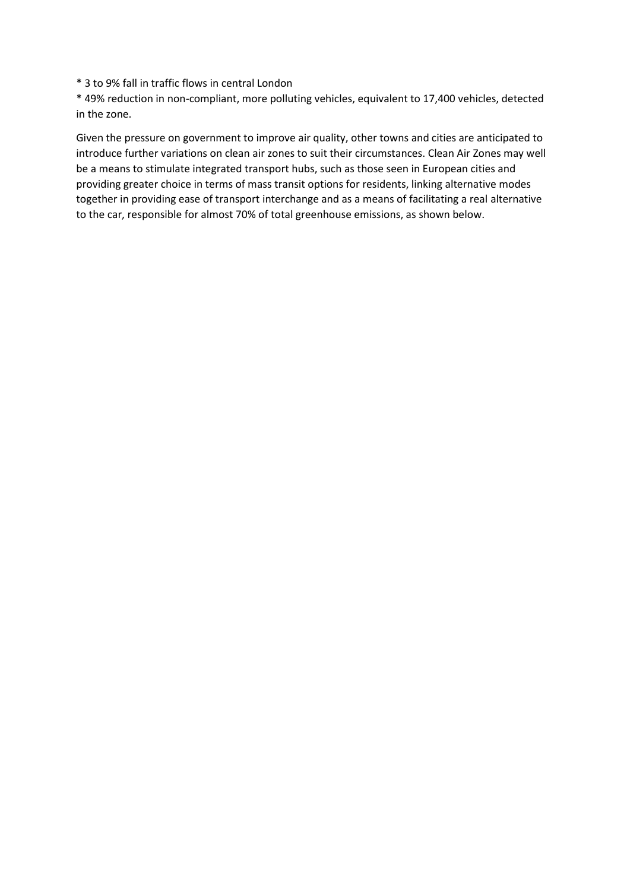* 3 to 9% fall in traffic flows in central London
* 49% reduction in non-compliant, more polluting vehicles, equivalent to 17,400 vehicles, detected in the zone.

Given the pressure on government to improve air quality, other towns and cities are anticipated to introduce further variations on clean air zones to suit their circumstances. Clean Air Zones may well be a means to stimulate integrated transport hubs, such as those seen in European cities and providing greater choice in terms of mass transit options for residents, linking alternative modes together in providing ease of transport interchange and as a means of facilitating a real alternative to the car, responsible for almost 70% of total greenhouse emissions, as shown below.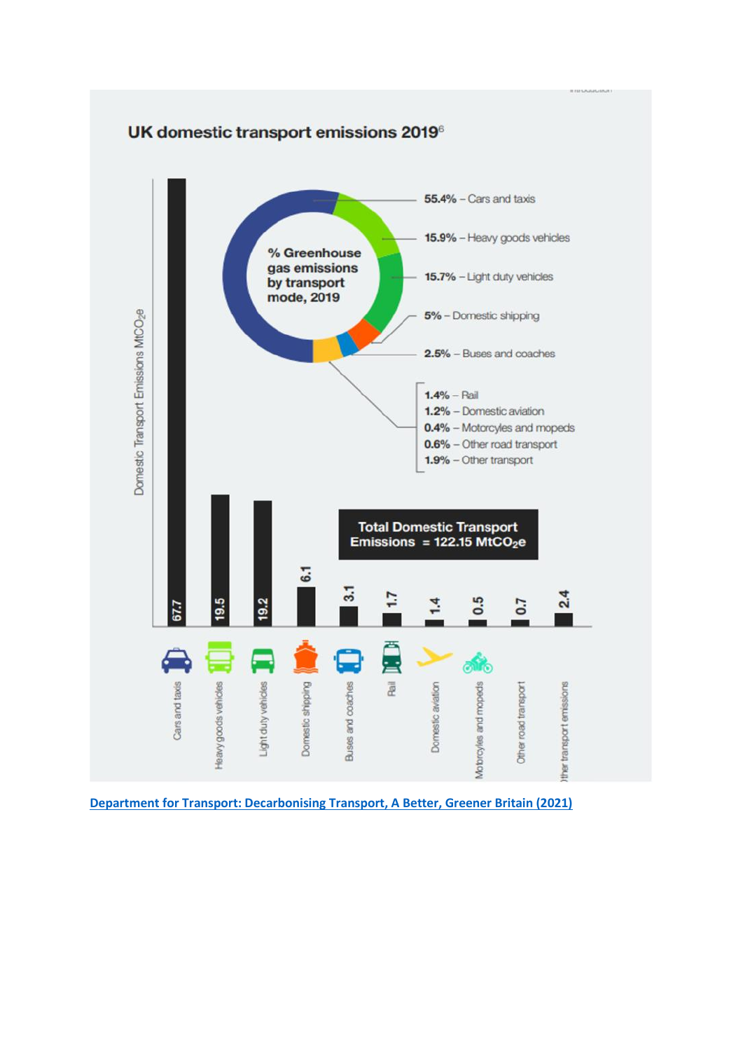## UK domestic transport emissions 2019[6]

% Greenhouse gas emissions by transport mode, 2019

55.4% – Cars and taxis
15.9% – Heavy goods vehicles
15.7% – Light duty vehicles
5% – Domestic shipping
2.5% – Buses and coaches
1.4% – Rail
1.2% – Domestic aviation
0.4% – Motorcyles and mopeds
0.6% – Other road transport
1.9% – Other transport

Domestic Transport Emissions $MtCO_2e$

67.7 Cars and taxis
19.5 Heavy goods vehicles
19.2 Light duty vehicles
6.1 Domestic shipping
3.1 Buses and coaches
1.7 Rail
1.4 Domestic aviation
0.5 Motorcyles and mopeds
0.7 Other road transport
2.4 Other transport emissions

Total Domestic Transport Emissions = 122.15 $MtCO_2e$

[Department for Transport: Decarbonising Transport, A Better, Greener Britain (2021)]